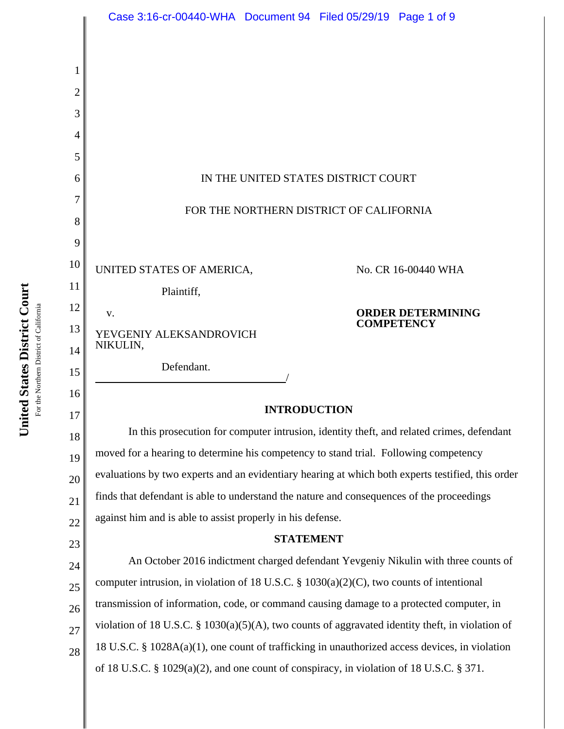IN THE UNITED STATES DISTRICT COURT

FOR THE NORTHERN DISTRICT OF CALIFORNIA

UNITED STATES OF AMERICA,

Plaintiff,

v.

YEVGENIY ALEKSANDROVICH NIKULIN,

Defendant.

No. CR 16-00440 WHA

**ORDER DETERMINING COMPETENCY**

## INTRODUCTION

In this prosecution for computer intrusion, identity theft, and related crimes, defendant moved for a hearing to determine his competency to stand trial. Following competency evaluations by two experts and an evidentiary hearing at which both experts testified, this order finds that defendant is able to understand the nature and consequences of the proceedings against him and is able to assist properly in his defense.

## STATEMENT

An October 2016 indictment charged defendant Yevgeniy Nikulin with three counts of computer intrusion, in violation of 18 U.S.C. § 1030(a)(2)(C), two counts of intentional transmission of information, code, or command causing damage to a protected computer, in violation of 18 U.S.C. § 1030(a)(5)(A), two counts of aggravated identity theft, in violation of 18 U.S.C. § 1028A(a)(1), one count of trafficking in unauthorized access devices, in violation of 18 U.S.C. § 1029(a)(2), and one count of conspiracy, in violation of 18 U.S.C. § 371.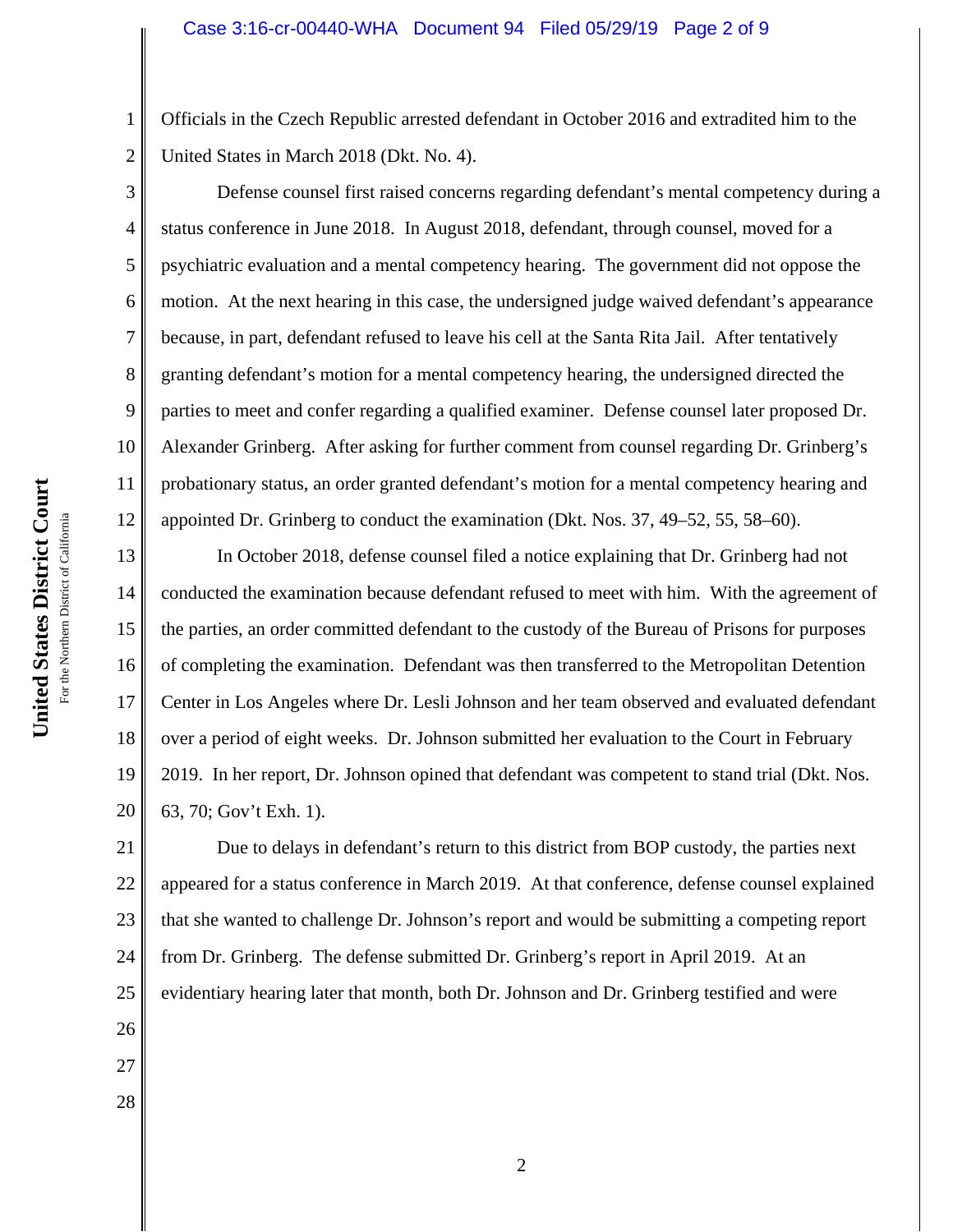Officials in the Czech Republic arrested defendant in October 2016 and extradited him to the United States in March 2018 (Dkt. No. 4).

Defense counsel first raised concerns regarding defendant's mental competency during a status conference in June 2018. In August 2018, defendant, through counsel, moved for a psychiatric evaluation and a mental competency hearing. The government did not oppose the motion. At the next hearing in this case, the undersigned judge waived defendant's appearance because, in part, defendant refused to leave his cell at the Santa Rita Jail. After tentatively granting defendant's motion for a mental competency hearing, the undersigned directed the parties to meet and confer regarding a qualified examiner. Defense counsel later proposed Dr. Alexander Grinberg. After asking for further comment from counsel regarding Dr. Grinberg's probationary status, an order granted defendant's motion for a mental competency hearing and appointed Dr. Grinberg to conduct the examination (Dkt. Nos. 37, 49–52, 55, 58–60).

In October 2018, defense counsel filed a notice explaining that Dr. Grinberg had not conducted the examination because defendant refused to meet with him. With the agreement of the parties, an order committed defendant to the custody of the Bureau of Prisons for purposes of completing the examination. Defendant was then transferred to the Metropolitan Detention Center in Los Angeles where Dr. Lesli Johnson and her team observed and evaluated defendant over a period of eight weeks. Dr. Johnson submitted her evaluation to the Court in February 2019. In her report, Dr. Johnson opined that defendant was competent to stand trial (Dkt. Nos. 63, 70; Gov't Exh. 1).

Due to delays in defendant's return to this district from BOP custody, the parties next appeared for a status conference in March 2019. At that conference, defense counsel explained that she wanted to challenge Dr. Johnson's report and would be submitting a competing report from Dr. Grinberg. The defense submitted Dr. Grinberg's report in April 2019. At an evidentiary hearing later that month, both Dr. Johnson and Dr. Grinberg testified and were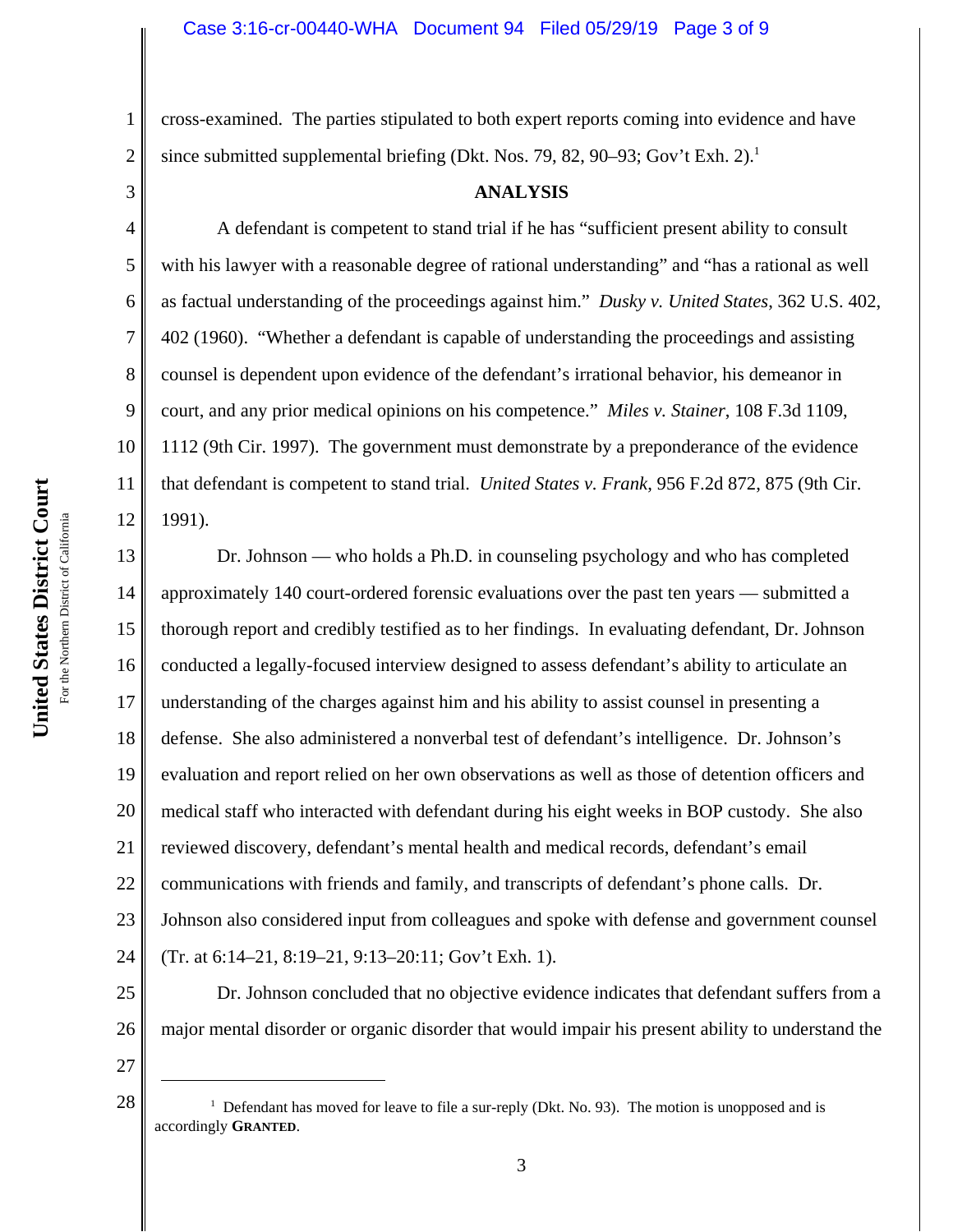cross-examined. The parties stipulated to both expert reports coming into evidence and have since submitted supplemental briefing (Dkt. Nos. 79, 82, 90–93; Gov't Exh. 2).[1]

**ANALYSIS**

A defendant is competent to stand trial if he has "sufficient present ability to consult with his lawyer with a reasonable degree of rational understanding" and "has a rational as well as factual understanding of the proceedings against him." *Dusky v. United States*, 362 U.S. 402, 402 (1960). "Whether a defendant is capable of understanding the proceedings and assisting counsel is dependent upon evidence of the defendant's irrational behavior, his demeanor in court, and any prior medical opinions on his competence." *Miles v. Stainer*, 108 F.3d 1109, 1112 (9th Cir. 1997). The government must demonstrate by a preponderance of the evidence that defendant is competent to stand trial. *United States v. Frank*, 956 F.2d 872, 875 (9th Cir. 1991).

Dr. Johnson — who holds a Ph.D. in counseling psychology and who has completed approximately 140 court-ordered forensic evaluations over the past ten years — submitted a thorough report and credibly testified as to her findings. In evaluating defendant, Dr. Johnson conducted a legally-focused interview designed to assess defendant's ability to articulate an understanding of the charges against him and his ability to assist counsel in presenting a defense. She also administered a nonverbal test of defendant's intelligence. Dr. Johnson's evaluation and report relied on her own observations as well as those of detention officers and medical staff who interacted with defendant during his eight weeks in BOP custody. She also reviewed discovery, defendant's mental health and medical records, defendant's email communications with friends and family, and transcripts of defendant's phone calls. Dr. Johnson also considered input from colleagues and spoke with defense and government counsel (Tr. at 6:14–21, 8:19–21, 9:13–20:11; Gov't Exh. 1).

Dr. Johnson concluded that no objective evidence indicates that defendant suffers from a major mental disorder or organic disorder that would impair his present ability to understand the

---

[1] Defendant has moved for leave to file a sur-reply (Dkt. No. 93). The motion is unopposed and is accordingly **GRANTED**.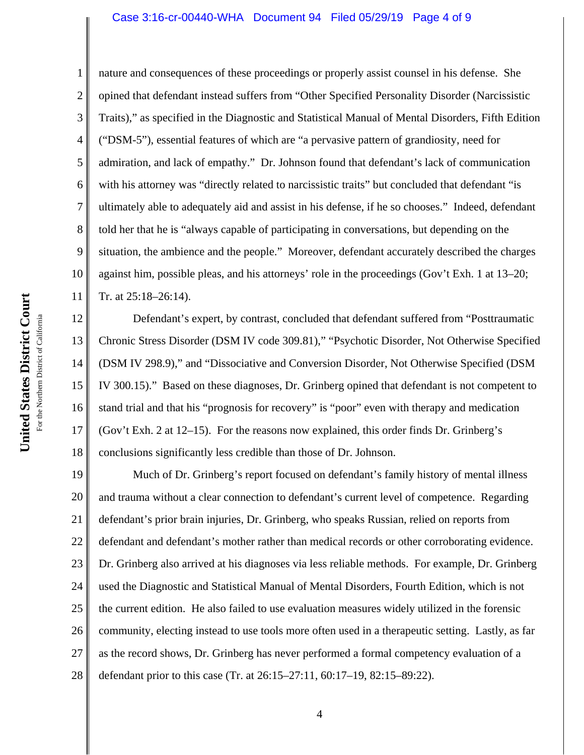nature and consequences of these proceedings or properly assist counsel in his defense. She opined that defendant instead suffers from "Other Specified Personality Disorder (Narcissistic Traits)," as specified in the Diagnostic and Statistical Manual of Mental Disorders, Fifth Edition ("DSM-5"), essential features of which are "a pervasive pattern of grandiosity, need for admiration, and lack of empathy." Dr. Johnson found that defendant's lack of communication with his attorney was "directly related to narcissistic traits" but concluded that defendant "is ultimately able to adequately aid and assist in his defense, if he so chooses." Indeed, defendant told her that he is "always capable of participating in conversations, but depending on the situation, the ambience and the people." Moreover, defendant accurately described the charges against him, possible pleas, and his attorneys' role in the proceedings (Gov't Exh. 1 at 13–20; Tr. at 25:18–26:14).

Defendant's expert, by contrast, concluded that defendant suffered from "Posttraumatic Chronic Stress Disorder (DSM IV code 309.81)," "Psychotic Disorder, Not Otherwise Specified (DSM IV 298.9)," and "Dissociative and Conversion Disorder, Not Otherwise Specified (DSM IV 300.15)." Based on these diagnoses, Dr. Grinberg opined that defendant is not competent to stand trial and that his "prognosis for recovery" is "poor" even with therapy and medication (Gov't Exh. 2 at 12–15). For the reasons now explained, this order finds Dr. Grinberg's conclusions significantly less credible than those of Dr. Johnson.

Much of Dr. Grinberg's report focused on defendant's family history of mental illness and trauma without a clear connection to defendant's current level of competence. Regarding defendant's prior brain injuries, Dr. Grinberg, who speaks Russian, relied on reports from defendant and defendant's mother rather than medical records or other corroborating evidence. Dr. Grinberg also arrived at his diagnoses via less reliable methods. For example, Dr. Grinberg used the Diagnostic and Statistical Manual of Mental Disorders, Fourth Edition, which is not the current edition. He also failed to use evaluation measures widely utilized in the forensic community, electing instead to use tools more often used in a therapeutic setting. Lastly, as far as the record shows, Dr. Grinberg has never performed a formal competency evaluation of a defendant prior to this case (Tr. at 26:15–27:11, 60:17–19, 82:15–89:22).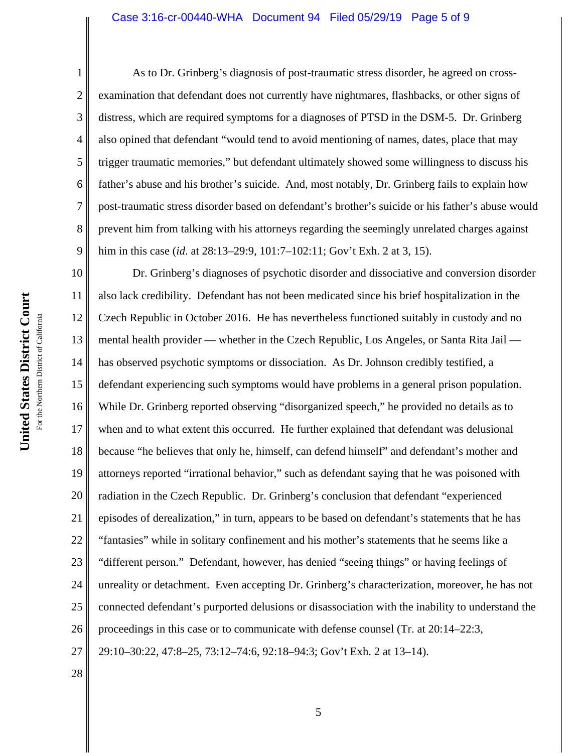As to Dr. Grinberg's diagnosis of post-traumatic stress disorder, he agreed on cross-examination that defendant does not currently have nightmares, flashbacks, or other signs of distress, which are required symptoms for a diagnoses of PTSD in the DSM-5. Dr. Grinberg also opined that defendant "would tend to avoid mentioning of names, dates, place that may trigger traumatic memories," but defendant ultimately showed some willingness to discuss his father's abuse and his brother's suicide. And, most notably, Dr. Grinberg fails to explain how post-traumatic stress disorder based on defendant's brother's suicide or his father's abuse would prevent him from talking with his attorneys regarding the seemingly unrelated charges against him in this case (*id*. at 28:13–29:9, 101:7–102:11; Gov't Exh. 2 at 3, 15).

Dr. Grinberg's diagnoses of psychotic disorder and dissociative and conversion disorder also lack credibility. Defendant has not been medicated since his brief hospitalization in the Czech Republic in October 2016. He has nevertheless functioned suitably in custody and no mental health provider — whether in the Czech Republic, Los Angeles, or Santa Rita Jail — has observed psychotic symptoms or dissociation. As Dr. Johnson credibly testified, a defendant experiencing such symptoms would have problems in a general prison population. While Dr. Grinberg reported observing "disorganized speech," he provided no details as to when and to what extent this occurred. He further explained that defendant was delusional because "he believes that only he, himself, can defend himself" and defendant's mother and attorneys reported "irrational behavior," such as defendant saying that he was poisoned with radiation in the Czech Republic. Dr. Grinberg's conclusion that defendant "experienced episodes of derealization," in turn, appears to be based on defendant's statements that he has "fantasies" while in solitary confinement and his mother's statements that he seems like a "different person." Defendant, however, has denied "seeing things" or having feelings of unreality or detachment. Even accepting Dr. Grinberg's characterization, moreover, he has not connected defendant's purported delusions or disassociation with the inability to understand the proceedings in this case or to communicate with defense counsel (Tr. at 20:14–22:3, 29:10–30:22, 47:8–25, 73:12–74:6, 92:18–94:3; Gov't Exh. 2 at 13–14).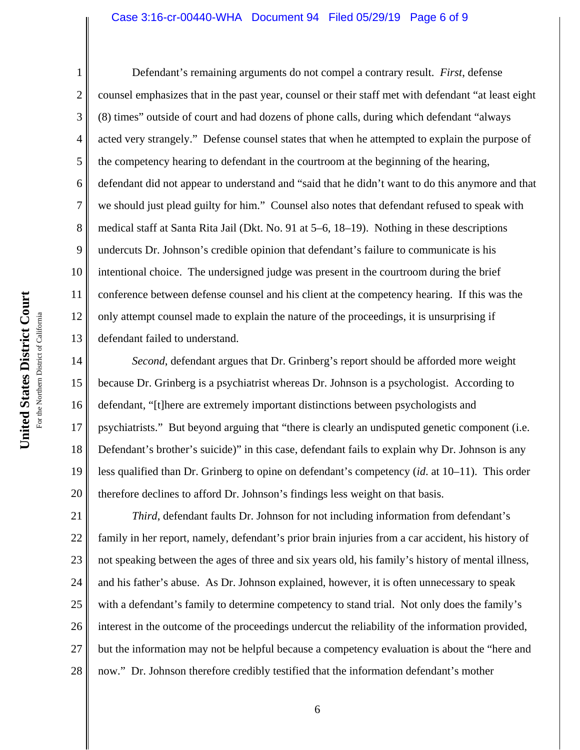Defendant's remaining arguments do not compel a contrary result. *First*, defense counsel emphasizes that in the past year, counsel or their staff met with defendant "at least eight (8) times" outside of court and had dozens of phone calls, during which defendant "always acted very strangely." Defense counsel states that when he attempted to explain the purpose of the competency hearing to defendant in the courtroom at the beginning of the hearing, defendant did not appear to understand and "said that he didn't want to do this anymore and that we should just plead guilty for him." Counsel also notes that defendant refused to speak with medical staff at Santa Rita Jail (Dkt. No. 91 at 5–6, 18–19). Nothing in these descriptions undercuts Dr. Johnson's credible opinion that defendant's failure to communicate is his intentional choice. The undersigned judge was present in the courtroom during the brief conference between defense counsel and his client at the competency hearing. If this was the only attempt counsel made to explain the nature of the proceedings, it is unsurprising if defendant failed to understand.

*Second*, defendant argues that Dr. Grinberg's report should be afforded more weight because Dr. Grinberg is a psychiatrist whereas Dr. Johnson is a psychologist. According to defendant, "[t]here are extremely important distinctions between psychologists and psychiatrists." But beyond arguing that "there is clearly an undisputed genetic component (i.e. Defendant's brother's suicide)" in this case, defendant fails to explain why Dr. Johnson is any less qualified than Dr. Grinberg to opine on defendant's competency (*id.* at 10–11). This order therefore declines to afford Dr. Johnson's findings less weight on that basis.

*Third*, defendant faults Dr. Johnson for not including information from defendant's family in her report, namely, defendant's prior brain injuries from a car accident, his history of not speaking between the ages of three and six years old, his family's history of mental illness, and his father's abuse. As Dr. Johnson explained, however, it is often unnecessary to speak with a defendant's family to determine competency to stand trial. Not only does the family's interest in the outcome of the proceedings undercut the reliability of the information provided, but the information may not be helpful because a competency evaluation is about the "here and now." Dr. Johnson therefore credibly testified that the information defendant's mother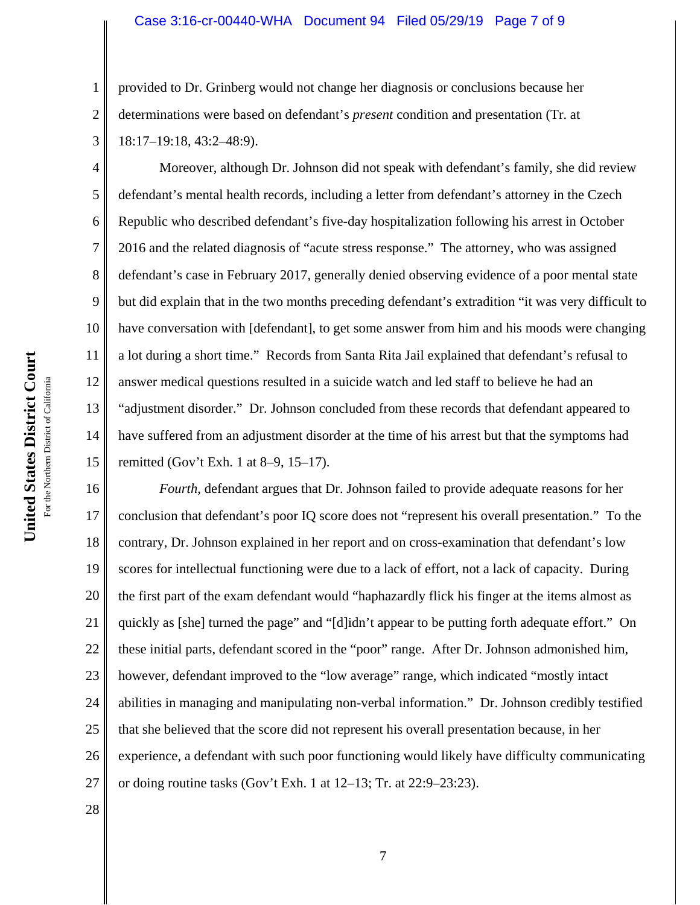provided to Dr. Grinberg would not change her diagnosis or conclusions because her determinations were based on defendant's *present* condition and presentation (Tr. at 18:17–19:18, 43:2–48:9).

Moreover, although Dr. Johnson did not speak with defendant's family, she did review defendant's mental health records, including a letter from defendant's attorney in the Czech Republic who described defendant's five-day hospitalization following his arrest in October 2016 and the related diagnosis of "acute stress response." The attorney, who was assigned defendant's case in February 2017, generally denied observing evidence of a poor mental state but did explain that in the two months preceding defendant's extradition "it was very difficult to have conversation with [defendant], to get some answer from him and his moods were changing a lot during a short time." Records from Santa Rita Jail explained that defendant's refusal to answer medical questions resulted in a suicide watch and led staff to believe he had an "adjustment disorder." Dr. Johnson concluded from these records that defendant appeared to have suffered from an adjustment disorder at the time of his arrest but that the symptoms had remitted (Gov't Exh. 1 at 8–9, 15–17).

*Fourth*, defendant argues that Dr. Johnson failed to provide adequate reasons for her conclusion that defendant's poor IQ score does not "represent his overall presentation." To the contrary, Dr. Johnson explained in her report and on cross-examination that defendant's low scores for intellectual functioning were due to a lack of effort, not a lack of capacity. During the first part of the exam defendant would "haphazardly flick his finger at the items almost as quickly as [she] turned the page" and "[d]idn't appear to be putting forth adequate effort." On these initial parts, defendant scored in the "poor" range. After Dr. Johnson admonished him, however, defendant improved to the "low average" range, which indicated "mostly intact abilities in managing and manipulating non-verbal information." Dr. Johnson credibly testified that she believed that the score did not represent his overall presentation because, in her experience, a defendant with such poor functioning would likely have difficulty communicating or doing routine tasks (Gov't Exh. 1 at 12–13; Tr. at 22:9–23:23).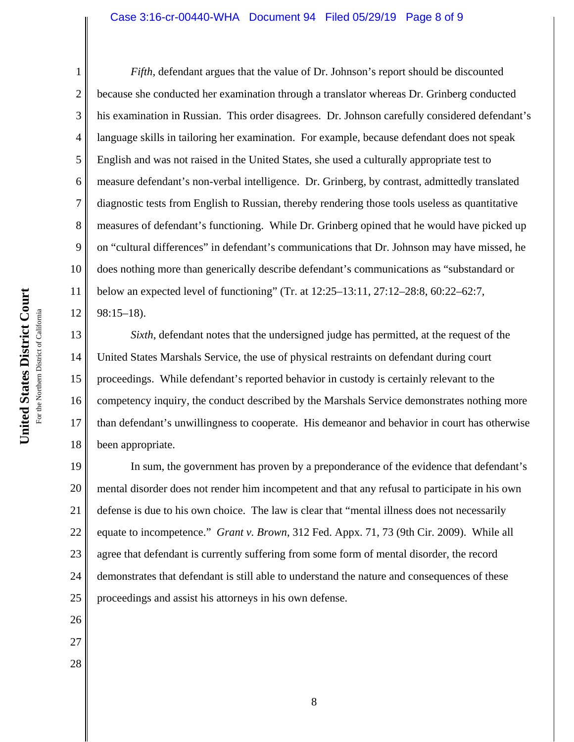*Fifth*, defendant argues that the value of Dr. Johnson's report should be discounted because she conducted her examination through a translator whereas Dr. Grinberg conducted his examination in Russian. This order disagrees. Dr. Johnson carefully considered defendant's language skills in tailoring her examination. For example, because defendant does not speak English and was not raised in the United States, she used a culturally appropriate test to measure defendant's non-verbal intelligence. Dr. Grinberg, by contrast, admittedly translated diagnostic tests from English to Russian, thereby rendering those tools useless as quantitative measures of defendant's functioning. While Dr. Grinberg opined that he would have picked up on "cultural differences" in defendant's communications that Dr. Johnson may have missed, he does nothing more than generically describe defendant's communications as "substandard or below an expected level of functioning" (Tr. at 12:25–13:11, 27:12–28:8, 60:22–62:7, 98:15–18).

*Sixth*, defendant notes that the undersigned judge has permitted, at the request of the United States Marshals Service, the use of physical restraints on defendant during court proceedings. While defendant's reported behavior in custody is certainly relevant to the competency inquiry, the conduct described by the Marshals Service demonstrates nothing more than defendant's unwillingness to cooperate. His demeanor and behavior in court has otherwise been appropriate.

In sum, the government has proven by a preponderance of the evidence that defendant's mental disorder does not render him incompetent and that any refusal to participate in his own defense is due to his own choice. The law is clear that "mental illness does not necessarily equate to incompetence." *Grant v. Brown*, 312 Fed. Appx. 71, 73 (9th Cir. 2009). While all agree that defendant is currently suffering from some form of mental disorder, the record demonstrates that defendant is still able to understand the nature and consequences of these proceedings and assist his attorneys in his own defense.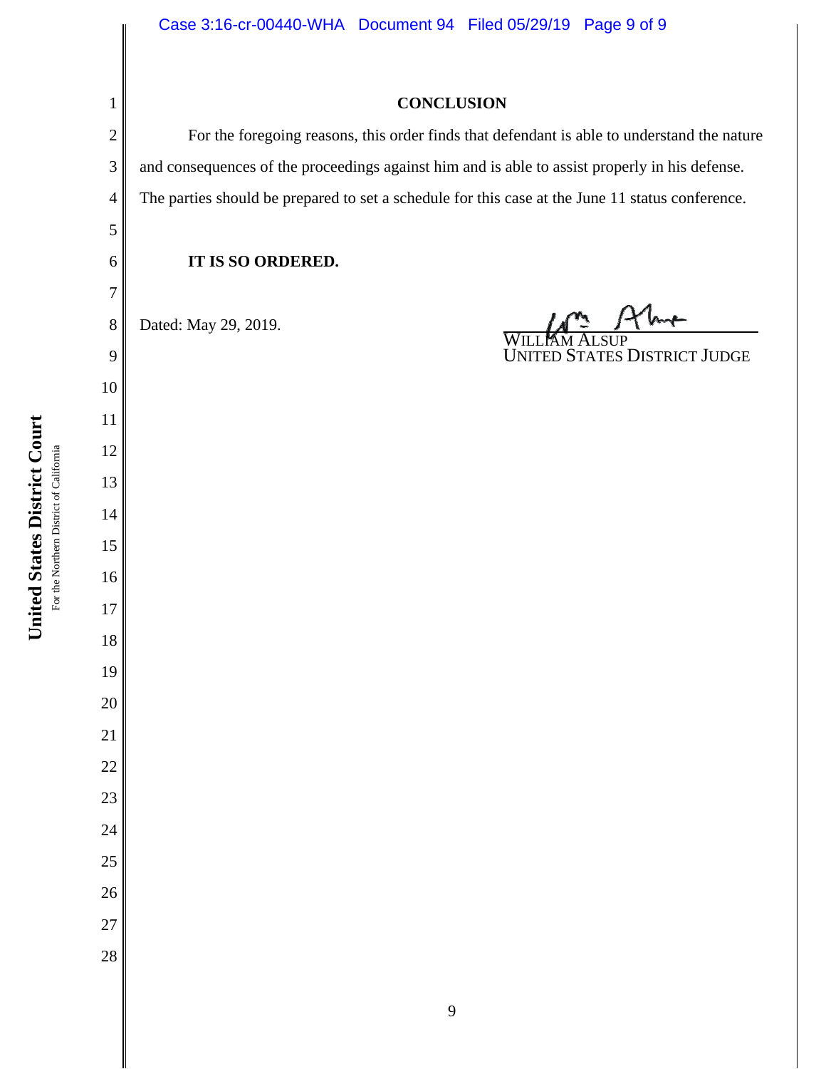## CONCLUSION

For the foregoing reasons, this order finds that defendant is able to understand the nature and consequences of the proceedings against him and is able to assist properly in his defense. The parties should be prepared to set a schedule for this case at the June 11 status conference.

**IT IS SO ORDERED.**

Dated: May 29, 2019.

WILLIAM ALSUP
UNITED STATES DISTRICT JUDGE